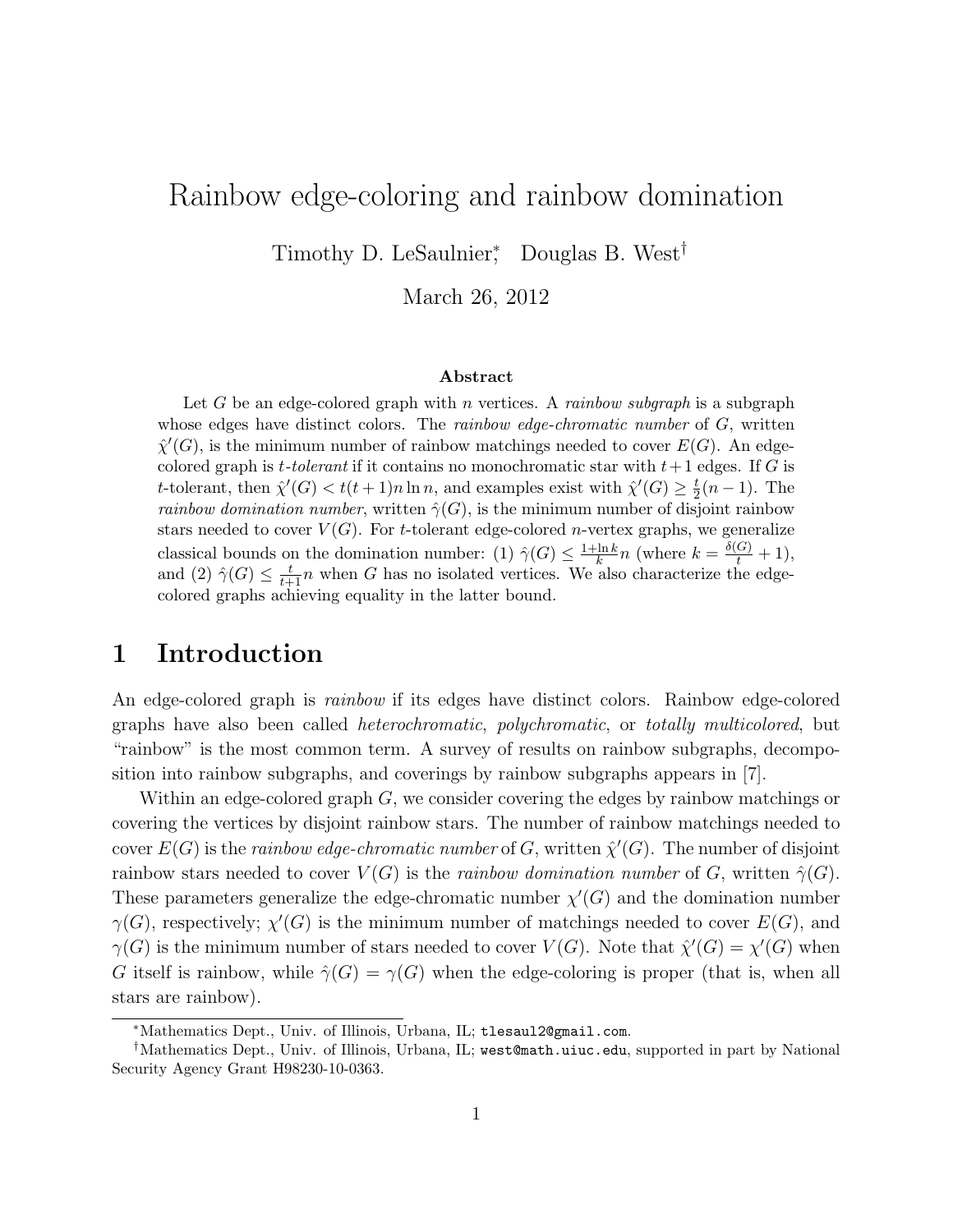# Rainbow edge-coloring and rainbow domination

Timothy D. LeSaulnier[*], Douglas B. West[†]

March 26, 2012

### Abstract

Let $G$ be an edge-colored graph with $n$ vertices. A *rainbow subgraph* is a subgraph whose edges have distinct colors. The *rainbow edge-chromatic number* of $G$, written $\hat{\chi}'(G)$, is the minimum number of rainbow matchings needed to cover $E(G)$. An edge-colored graph is $t$*-tolerant* if it contains no monochromatic star with $t+1$ edges. If $G$ is $t$-tolerant, then $\hat{\chi}'(G) < t(t+1)n \ln n$, and examples exist with $\hat{\chi}'(G) \geq \frac{t}{2}(n-1)$. The *rainbow domination number*, written $\hat{\gamma}(G)$, is the minimum number of disjoint rainbow stars needed to cover $V(G)$. For $t$-tolerant edge-colored $n$-vertex graphs, we generalize classical bounds on the domination number: (1) $\hat{\gamma}(G) \leq \frac{1+\ln k}{k} n$ (where $k = \frac{\delta(G)}{t} + 1$), and (2) $\hat{\gamma}(G) \leq \frac{t}{t+1} n$ when $G$ has no isolated vertices. We also characterize the edge-colored graphs achieving equality in the latter bound.

## 1 Introduction

An edge-colored graph is *rainbow* if its edges have distinct colors. Rainbow edge-colored graphs have also been called *heterochromatic*, *polychromatic*, or *totally multicolored*, but "rainbow" is the most common term. A survey of results on rainbow subgraphs, decomposition into rainbow subgraphs, and coverings by rainbow subgraphs appears in [7].

Within an edge-colored graph $G$, we consider covering the edges by rainbow matchings or covering the vertices by disjoint rainbow stars. The number of rainbow matchings needed to cover $E(G)$ is the *rainbow edge-chromatic number* of $G$, written $\hat{\chi}'(G)$. The number of disjoint rainbow stars needed to cover $V(G)$ is the *rainbow domination number* of $G$, written $\hat{\gamma}(G)$. These parameters generalize the edge-chromatic number $\chi'(G)$ and the domination number $\gamma(G)$, respectively; $\chi'(G)$ is the minimum number of matchings needed to cover $E(G)$, and $\gamma(G)$ is the minimum number of stars needed to cover $V(G)$. Note that $\hat{\chi}'(G) = \chi'(G)$ when $G$ itself is rainbow, while $\hat{\gamma}(G) = \gamma(G)$ when the edge-coloring is proper (that is, when all stars are rainbow).

---

[*] Mathematics Dept., Univ. of Illinois, Urbana, IL; tlesaul2@gmail.com.

[†] Mathematics Dept., Univ. of Illinois, Urbana, IL; west@math.uiuc.edu, supported in part by National Security Agency Grant H98230-10-0363.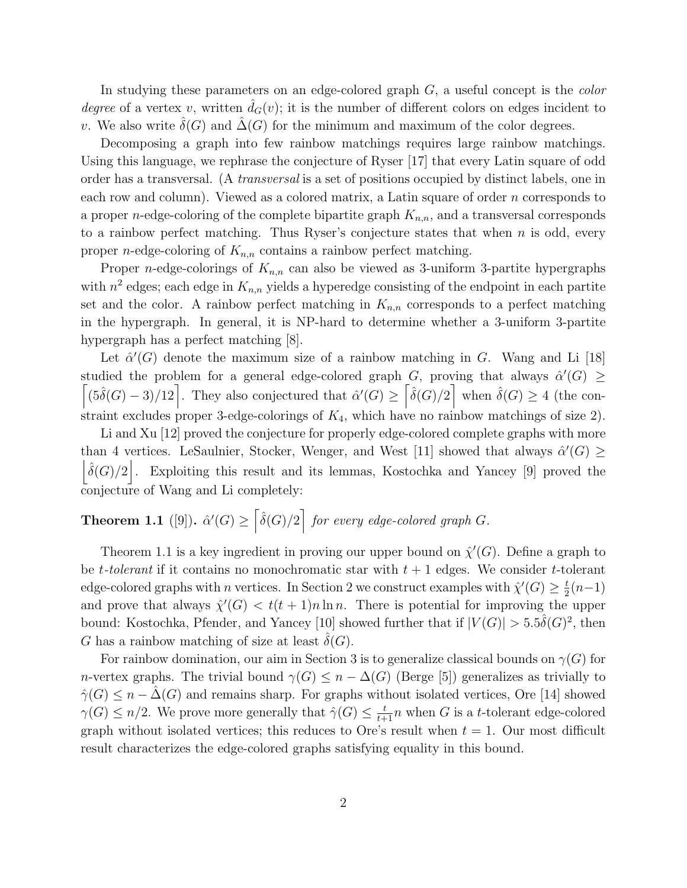In studying these parameters on an edge-colored graph $G$, a useful concept is the *color degree* of a vertex $v$, written $\hat{d}_G(v)$; it is the number of different colors on edges incident to $v$. We also write $\hat{\delta}(G)$ and $\hat{\Delta}(G)$ for the minimum and maximum of the color degrees.

Decomposing a graph into few rainbow matchings requires large rainbow matchings. Using this language, we rephrase the conjecture of Ryser [17] that every Latin square of odd order has a transversal. (A *transversal* is a set of positions occupied by distinct labels, one in each row and column). Viewed as a colored matrix, a Latin square of order $n$ corresponds to a proper $n$-edge-coloring of the complete bipartite graph $K_{n,n}$, and a transversal corresponds to a rainbow perfect matching. Thus Ryser's conjecture states that when $n$ is odd, every proper $n$-edge-coloring of $K_{n,n}$ contains a rainbow perfect matching.

Proper $n$-edge-colorings of $K_{n,n}$ can also be viewed as 3-uniform 3-partite hypergraphs with $n^2$ edges; each edge in $K_{n,n}$ yields a hyperedge consisting of the endpoint in each partite set and the color. A rainbow perfect matching in $K_{n,n}$ corresponds to a perfect matching in the hypergraph. In general, it is NP-hard to determine whether a 3-uniform 3-partite hypergraph has a perfect matching [8].

Let $\hat{\alpha}'(G)$ denote the maximum size of a rainbow matching in $G$. Wang and Li [18] studied the problem for a general edge-colored graph $G$, proving that always $\hat{\alpha}'(G) \geq \left\lceil (5\hat{\delta}(G) - 3)/12 \right\rceil$. They also conjectured that $\hat{\alpha}'(G) \geq \left\lceil \hat{\delta}(G)/2 \right\rceil$ when $\hat{\delta}(G) \geq 4$ (the constraint excludes proper 3-edge-colorings of $K_4$, which have no rainbow matchings of size 2).

Li and Xu [12] proved the conjecture for properly edge-colored complete graphs with more than 4 vertices. LeSaulnier, Stocker, Wenger, and West [11] showed that always $\hat{\alpha}'(G) \geq \left\lfloor \hat{\delta}(G)/2 \right\rfloor$. Exploiting this result and its lemmas, Kostochka and Yancey [9] proved the conjecture of Wang and Li completely:

**Theorem 1.1** ([9])**.** *$\hat{\alpha}'(G) \geq \left\lceil \hat{\delta}(G)/2 \right\rceil$ for every edge-colored graph $G$.*

Theorem 1.1 is a key ingredient in proving our upper bound on $\hat{\chi}'(G)$. Define a graph to be *$t$-tolerant* if it contains no monochromatic star with $t+1$ edges. We consider $t$-tolerant edge-colored graphs with $n$ vertices. In Section 2 we construct examples with $\hat{\chi}'(G) \geq \frac{t}{2}(n-1)$ and prove that always $\hat{\chi}'(G) < t(t+1)n \ln n$. There is potential for improving the upper bound: Kostochka, Pfender, and Yancey [10] showed further that if $|V(G)| > 5.5\hat{\delta}(G)^2$, then $G$ has a rainbow matching of size at least $\hat{\delta}(G)$.

For rainbow domination, our aim in Section 3 is to generalize classical bounds on $\gamma(G)$ for $n$-vertex graphs. The trivial bound $\gamma(G) \leq n - \Delta(G)$ (Berge [5]) generalizes as trivially to $\hat{\gamma}(G) \leq n - \hat{\Delta}(G)$ and remains sharp. For graphs without isolated vertices, Ore [14] showed $\gamma(G) \leq n/2$. We prove more generally that $\hat{\gamma}(G) \leq \frac{t}{t+1}n$ when $G$ is a $t$-tolerant edge-colored graph without isolated vertices; this reduces to Ore's result when $t = 1$. Our most difficult result characterizes the edge-colored graphs satisfying equality in this bound.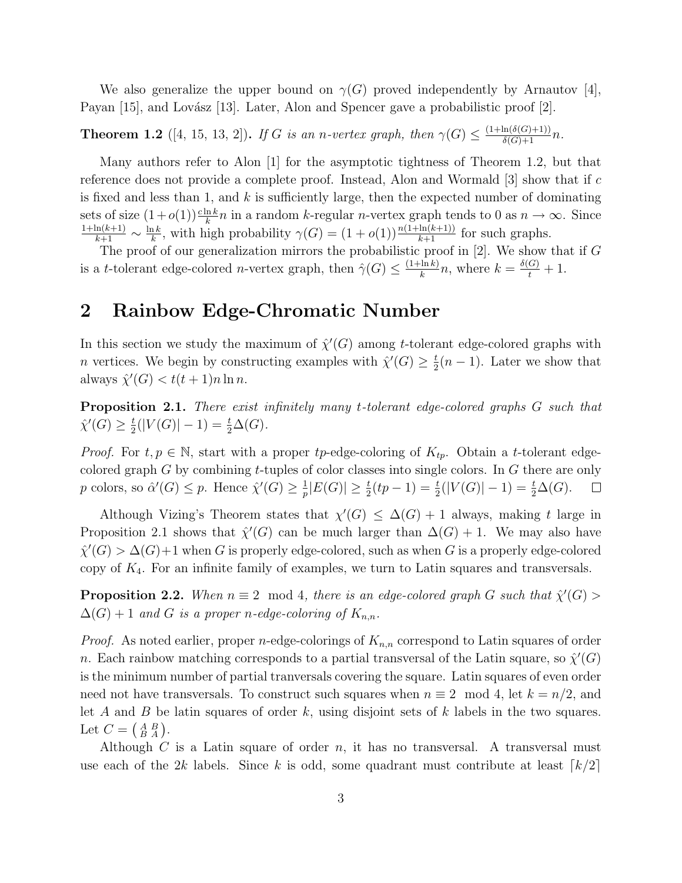We also generalize the upper bound on $\gamma(G)$ proved independently by Arnautov [4], Payan [15], and Lovász [13]. Later, Alon and Spencer gave a probabilistic proof [2].

**Theorem 1.2** ([4, 15, 13, 2])**.** *If $G$ is an $n$-vertex graph, then $\gamma(G) \le \frac{(1+\ln(\delta(G)+1))}{\delta(G)+1}n$.*

Many authors refer to Alon [1] for the asymptotic tightness of Theorem 1.2, but that reference does not provide a complete proof. Instead, Alon and Wormald [3] show that if $c$ is fixed and less than 1, and $k$ is sufficiently large, then the expected number of dominating sets of size $(1+o(1))\frac{c\ln k}{k}n$ in a random $k$-regular $n$-vertex graph tends to 0 as $n \to \infty$. Since $\frac{1+\ln(k+1)}{k+1} \sim \frac{\ln k}{k}$, with high probability $\gamma(G) = (1+o(1))\frac{n(1+\ln(k+1))}{k+1}$ for such graphs.

The proof of our generalization mirrors the probabilistic proof in [2]. We show that if $G$ is a $t$-tolerant edge-colored $n$-vertex graph, then $\hat{\gamma}(G) \le \frac{(1+\ln k)}{k}n$, where $k = \frac{\delta(G)}{t} + 1$.

## 2 Rainbow Edge-Chromatic Number

In this section we study the maximum of $\hat{\chi}'(G)$ among $t$-tolerant edge-colored graphs with $n$ vertices. We begin by constructing examples with $\hat{\chi}'(G) \ge \frac{t}{2}(n-1)$. Later we show that always $\hat{\chi}'(G) < t(t+1)n\ln n$.

**Proposition 2.1.** *There exist infinitely many $t$-tolerant edge-colored graphs $G$ such that $\hat{\chi}'(G) \ge \frac{t}{2}(|V(G)|-1) = \frac{t}{2}\Delta(G)$.*

*Proof.* For $t, p \in \mathbb{N}$, start with a proper $tp$-edge-coloring of $K_{tp}$. Obtain a $t$-tolerant edge-colored graph $G$ by combining $t$-tuples of color classes into single colors. In $G$ there are only $p$ colors, so $\hat{\alpha}'(G) \le p$. Hence $\hat{\chi}'(G) \ge \frac{1}{p}|E(G)| \ge \frac{t}{2}(tp-1) = \frac{t}{2}(|V(G)|-1) = \frac{t}{2}\Delta(G)$. □

Although Vizing's Theorem states that $\chi'(G) \le \Delta(G)+1$ always, making $t$ large in Proposition 2.1 shows that $\hat{\chi}'(G)$ can be much larger than $\Delta(G)+1$. We may also have $\hat{\chi}'(G) > \Delta(G)+1$ when $G$ is properly edge-colored, such as when $G$ is a properly edge-colored copy of $K_4$. For an infinite family of examples, we turn to Latin squares and transversals.

**Proposition 2.2.** *When $n \equiv 2 \mod 4$, there is an edge-colored graph $G$ such that $\hat{\chi}'(G) > \Delta(G)+1$ and $G$ is a proper $n$-edge-coloring of $K_{n,n}$.*

*Proof.* As noted earlier, proper $n$-edge-colorings of $K_{n,n}$ correspond to Latin squares of order $n$. Each rainbow matching corresponds to a partial transversal of the Latin square, so $\hat{\chi}'(G)$ is the minimum number of partial tranversals covering the square. Latin squares of even order need not have transversals. To construct such squares when $n \equiv 2 \mod 4$, let $k = n/2$, and let $A$ and $B$ be latin squares of order $k$, using disjoint sets of $k$ labels in the two squares. Let $C = \left(\begin{smallmatrix} A & B \\ B & A \end{smallmatrix}\right)$.

Although $C$ is a Latin square of order $n$, it has no transversal. A transversal must use each of the $2k$ labels. Since $k$ is odd, some quadrant must contribute at least $\lceil k/2 \rceil$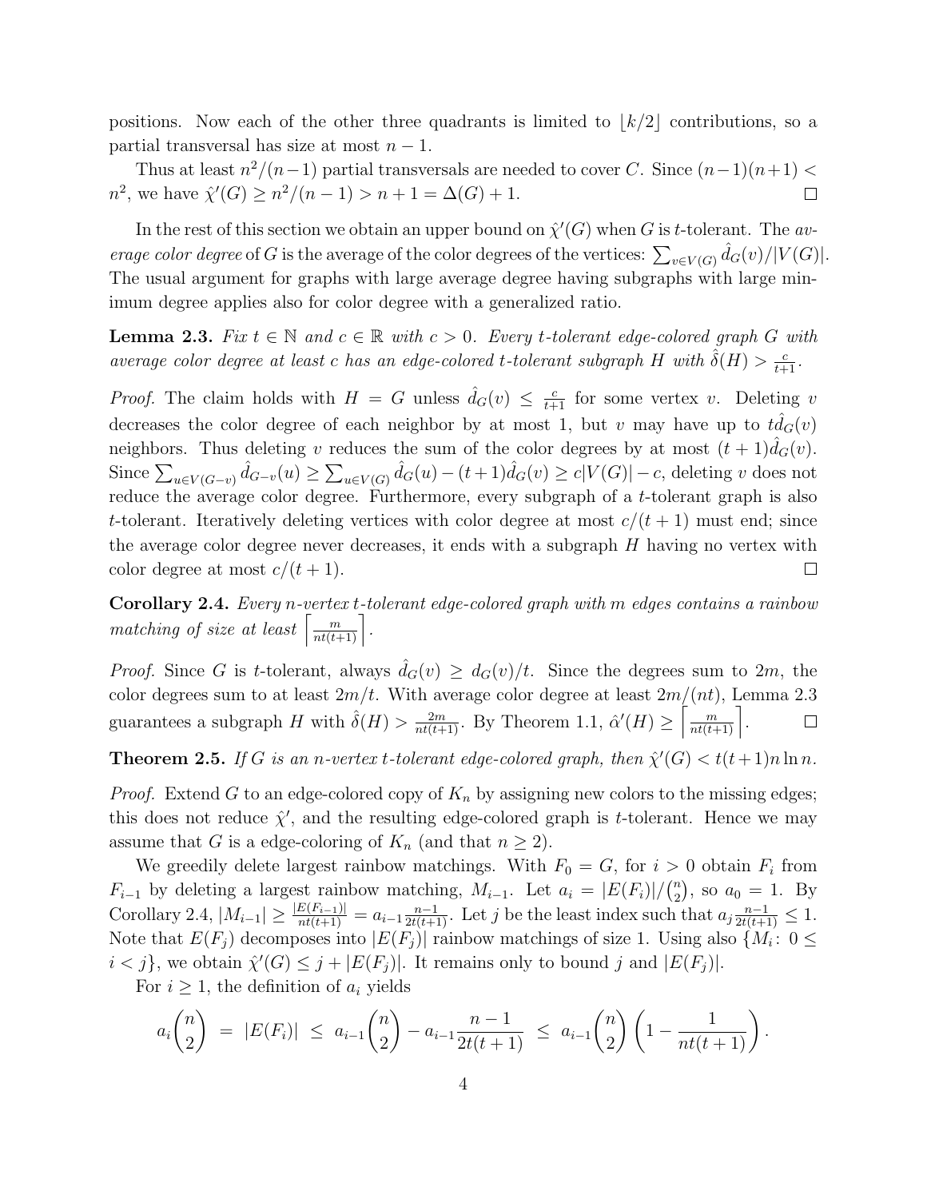positions. Now each of the other three quadrants is limited to $\lfloor k/2 \rfloor$ contributions, so a partial transversal has size at most $n-1$.

Thus at least $n^2/(n-1)$ partial transversals are needed to cover $C$. Since $(n-1)(n+1) < n^2$, we have $\hat{\chi}'(G) \geq n^2/(n-1) > n+1 = \Delta(G) + 1$. □

In the rest of this section we obtain an upper bound on $\hat{\chi}'(G)$ when $G$ is $t$-tolerant. The *average color degree* of $G$ is the average of the color degrees of the vertices: $\sum_{v \in V(G)} \hat{d}_G(v)/|V(G)|$. The usual argument for graphs with large average degree having subgraphs with large minimum degree applies also for color degree with a generalized ratio.

**Lemma 2.3.** *Fix $t \in \mathbb{N}$ and $c \in \mathbb{R}$ with $c > 0$. Every $t$-tolerant edge-colored graph $G$ with average color degree at least $c$ has an edge-colored $t$-tolerant subgraph $H$ with $\hat{\delta}(H) > \frac{c}{t+1}$.*

*Proof.* The claim holds with $H = G$ unless $\hat{d}_G(v) \leq \frac{c}{t+1}$ for some vertex $v$. Deleting $v$ decreases the color degree of each neighbor by at most 1, but $v$ may have up to $t\hat{d}_G(v)$ neighbors. Thus deleting $v$ reduces the sum of the color degrees by at most $(t+1)\hat{d}_G(v)$. Since $\sum_{u \in V(G-v)} \hat{d}_{G-v}(u) \geq \sum_{u \in V(G)} \hat{d}_G(u) - (t+1)\hat{d}_G(v) \geq c|V(G)| - c$, deleting $v$ does not reduce the average color degree. Furthermore, every subgraph of a $t$-tolerant graph is also $t$-tolerant. Iteratively deleting vertices with color degree at most $c/(t+1)$ must end; since the average color degree never decreases, it ends with a subgraph $H$ having no vertex with color degree at most $c/(t+1)$. □

**Corollary 2.4.** *Every $n$-vertex $t$-tolerant edge-colored graph with $m$ edges contains a rainbow matching of size at least $\left\lceil \frac{m}{nt(t+1)} \right\rceil$.*

*Proof.* Since $G$ is $t$-tolerant, always $\hat{d}_G(v) \geq d_G(v)/t$. Since the degrees sum to $2m$, the color degrees sum to at least $2m/t$. With average color degree at least $2m/(nt)$, Lemma 2.3 guarantees a subgraph $H$ with $\hat{\delta}(H) > \frac{2m}{nt(t+1)}$. By Theorem 1.1, $\hat{\alpha}'(H) \geq \left\lceil \frac{m}{nt(t+1)} \right\rceil$. □

**Theorem 2.5.** *If $G$ is an $n$-vertex $t$-tolerant edge-colored graph, then $\hat{\chi}'(G) < t(t+1)n \ln n$.*

*Proof.* Extend $G$ to an edge-colored copy of $K_n$ by assigning new colors to the missing edges; this does not reduce $\hat{\chi}'$, and the resulting edge-colored graph is $t$-tolerant. Hence we may assume that $G$ is a edge-coloring of $K_n$ (and that $n \geq 2$).

We greedily delete largest rainbow matchings. With $F_0 = G$, for $i > 0$ obtain $F_i$ from $F_{i-1}$ by deleting a largest rainbow matching, $M_{i-1}$. Let $a_i = |E(F_i)|/\binom{n}{2}$, so $a_0 = 1$. By Corollary 2.4, $|M_{i-1}| \geq \frac{|E(F_{i-1})|}{nt(t+1)} = a_{i-1}\frac{n-1}{2t(t+1)}$. Let $j$ be the least index such that $a_j \frac{n-1}{2t(t+1)} \leq 1$. Note that $E(F_j)$ decomposes into $|E(F_j)|$ rainbow matchings of size 1. Using also $\{M_i \colon 0 \leq i < j\}$, we obtain $\hat{\chi}'(G) \leq j + |E(F_j)|$. It remains only to bound $j$ and $|E(F_j)|$.

For $i \geq 1$, the definition of $a_i$ yields

$$a_i \binom{n}{2} \; = \; |E(F_i)| \; \leq \; a_{i-1}\binom{n}{2} - a_{i-1}\frac{n-1}{2t(t+1)} \; \leq \; a_{i-1}\binom{n}{2}\left(1 - \frac{1}{nt(t+1)}\right).$$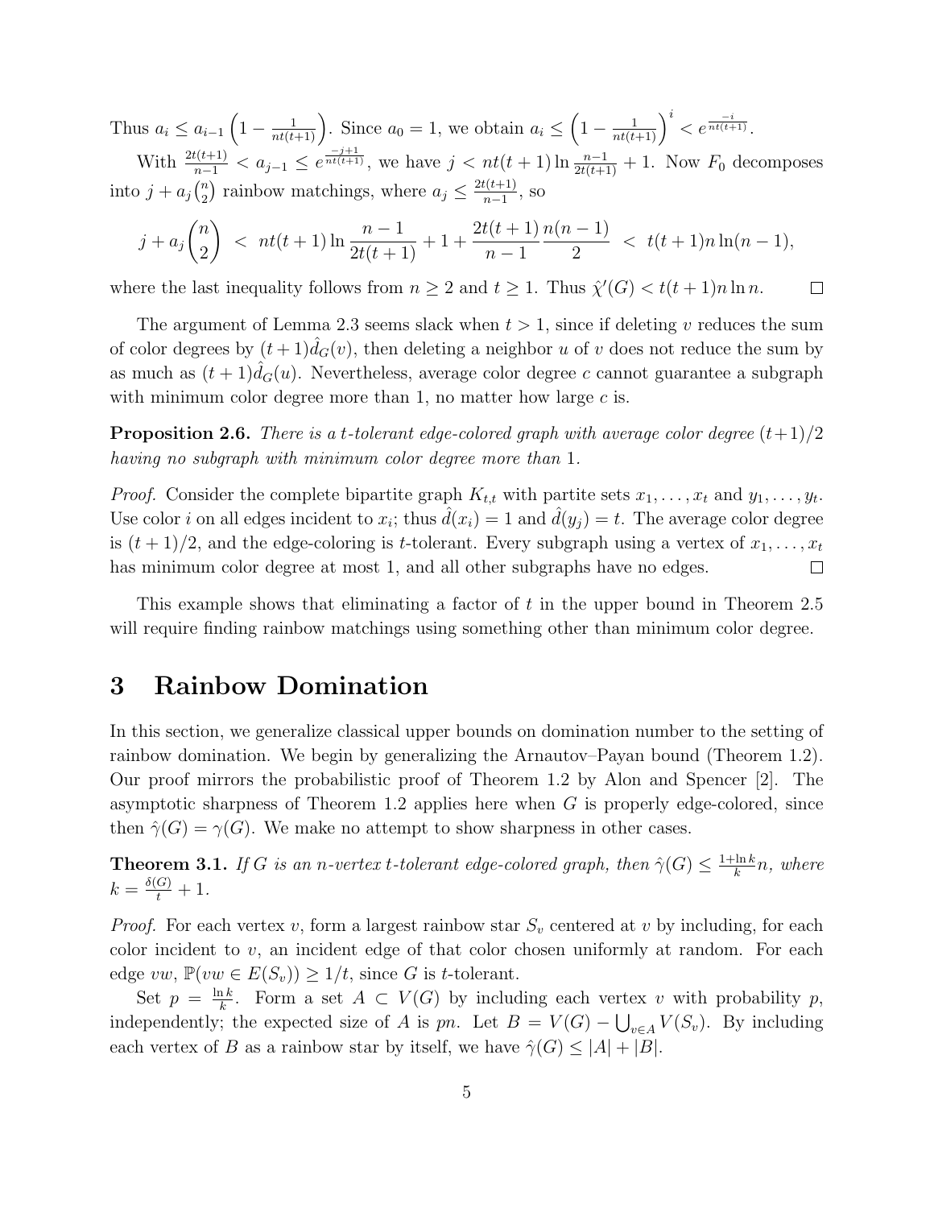Thus $a_i \le a_{i-1}\left(1 - \frac{1}{nt(t+1)}\right)$. Since $a_0 = 1$, we obtain $a_i \le \left(1 - \frac{1}{nt(t+1)}\right)^i < e^{\frac{-i}{nt(t+1)}}$.

With $\frac{2t(t+1)}{n-1} < a_{j-1} \le e^{\frac{-j+1}{nt(t+1)}}$, we have $j < nt(t+1)\ln\frac{n-1}{2t(t+1)} + 1$. Now $F_0$ decomposes into $j + a_j\binom{n}{2}$ rainbow matchings, where $a_j \le \frac{2t(t+1)}{n-1}$, so

$$j + a_j\binom{n}{2} \; < \; nt(t+1)\ln\frac{n-1}{2t(t+1)} + 1 + \frac{2t(t+1)}{n-1}\frac{n(n-1)}{2} \; < \; t(t+1)n\ln(n-1),$$

where the last inequality follows from $n \ge 2$ and $t \ge 1$. Thus $\hat{\chi}'(G) < t(t+1)n\ln n$. □

The argument of Lemma 2.3 seems slack when $t > 1$, since if deleting $v$ reduces the sum of color degrees by $(t+1)\hat{d}_G(v)$, then deleting a neighbor $u$ of $v$ does not reduce the sum by as much as $(t+1)\hat{d}_G(u)$. Nevertheless, average color degree $c$ cannot guarantee a subgraph with minimum color degree more than 1, no matter how large $c$ is.

**Proposition 2.6.** *There is a $t$-tolerant edge-colored graph with average color degree $(t+1)/2$ having no subgraph with minimum color degree more than 1.*

*Proof.* Consider the complete bipartite graph $K_{t,t}$ with partite sets $x_1, \ldots, x_t$ and $y_1, \ldots, y_t$. Use color $i$ on all edges incident to $x_i$; thus $\hat{d}(x_i) = 1$ and $\hat{d}(y_j) = t$. The average color degree is $(t+1)/2$, and the edge-coloring is $t$-tolerant. Every subgraph using a vertex of $x_1, \ldots, x_t$ has minimum color degree at most 1, and all other subgraphs have no edges. □

This example shows that eliminating a factor of $t$ in the upper bound in Theorem 2.5 will require finding rainbow matchings using something other than minimum color degree.

# 3 Rainbow Domination

In this section, we generalize classical upper bounds on domination number to the setting of rainbow domination. We begin by generalizing the Arnautov–Payan bound (Theorem 1.2). Our proof mirrors the probabilistic proof of Theorem 1.2 by Alon and Spencer [2]. The asymptotic sharpness of Theorem 1.2 applies here when $G$ is properly edge-colored, since then $\hat{\gamma}(G) = \gamma(G)$. We make no attempt to show sharpness in other cases.

**Theorem 3.1.** *If $G$ is an $n$-vertex $t$-tolerant edge-colored graph, then $\hat{\gamma}(G) \le \frac{1+\ln k}{k}n$, where $k = \frac{\delta(G)}{t} + 1$.*

*Proof.* For each vertex $v$, form a largest rainbow star $S_v$ centered at $v$ by including, for each color incident to $v$, an incident edge of that color chosen uniformly at random. For each edge $vw$, $\mathbb{P}(vw \in E(S_v)) \ge 1/t$, since $G$ is $t$-tolerant.

Set $p = \frac{\ln k}{k}$. Form a set $A \subset V(G)$ by including each vertex $v$ with probability $p$, independently; the expected size of $A$ is $pn$. Let $B = V(G) - \bigcup_{v \in A} V(S_v)$. By including each vertex of $B$ as a rainbow star by itself, we have $\hat{\gamma}(G) \le |A| + |B|$.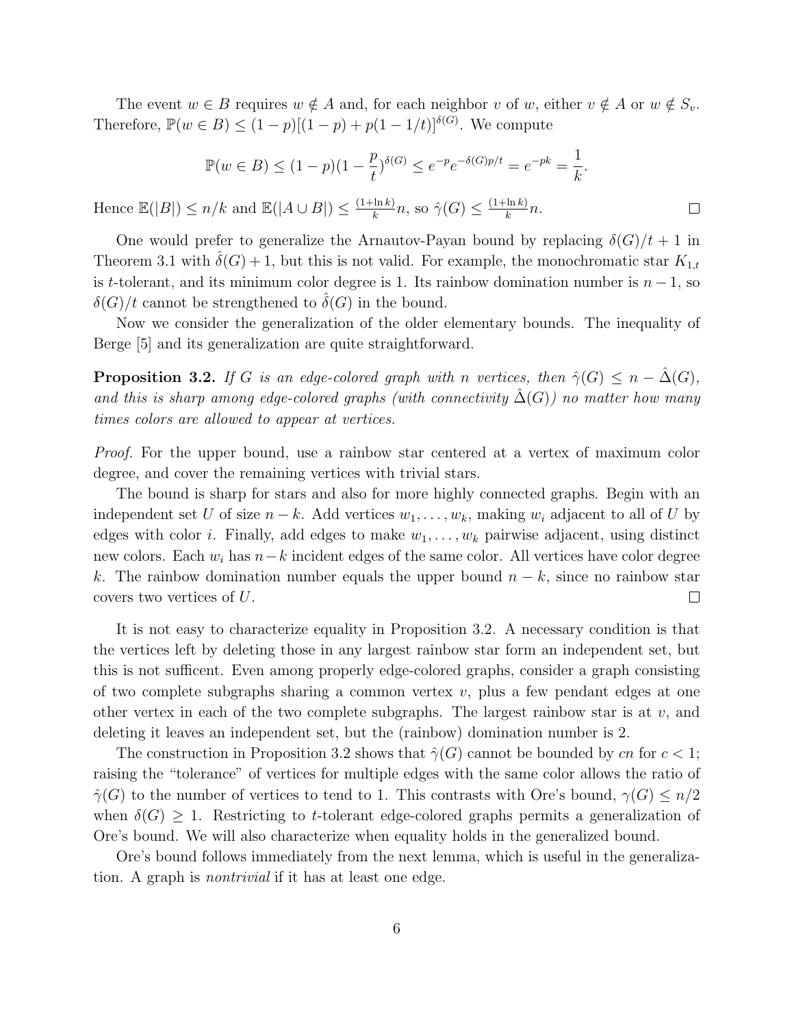The event $w \in B$ requires $w \notin A$ and, for each neighbor $v$ of $w$, either $v \notin A$ or $w \notin S_v$. Therefore, $\mathbb{P}(w \in B) \le (1-p)[(1-p) + p(1-1/t)]^{\delta(G)}$. We compute

$$\mathbb{P}(w \in B) \le (1-p)(1 - \frac{p}{t})^{\delta(G)} \le e^{-p} e^{-\delta(G)p/t} = e^{-pk} = \frac{1}{k}.$$

Hence $\mathbb{E}(|B|) \le n/k$ and $\mathbb{E}(|A \cup B|) \le \frac{(1+\ln k)}{k} n$, so $\hat{\gamma}(G) \le \frac{(1+\ln k)}{k} n$. □

One would prefer to generalize the Arnautov-Payan bound by replacing $\delta(G)/t + 1$ in Theorem 3.1 with $\hat{\delta}(G) + 1$, but this is not valid. For example, the monochromatic star $K_{1,t}$ is $t$-tolerant, and its minimum color degree is 1. Its rainbow domination number is $n-1$, so $\delta(G)/t$ cannot be strengthened to $\hat{\delta}(G)$ in the bound.

Now we consider the generalization of the older elementary bounds. The inequality of Berge [5] and its generalization are quite straightforward.

**Proposition 3.2.** *If $G$ is an edge-colored graph with $n$ vertices, then $\hat{\gamma}(G) \le n - \hat{\Delta}(G)$, and this is sharp among edge-colored graphs (with connectivity $\hat{\Delta}(G)$) no matter how many times colors are allowed to appear at vertices.*

*Proof.* For the upper bound, use a rainbow star centered at a vertex of maximum color degree, and cover the remaining vertices with trivial stars.

The bound is sharp for stars and also for more highly connected graphs. Begin with an independent set $U$ of size $n-k$. Add vertices $w_1, \ldots, w_k$, making $w_i$ adjacent to all of $U$ by edges with color $i$. Finally, add edges to make $w_1, \ldots, w_k$ pairwise adjacent, using distinct new colors. Each $w_i$ has $n-k$ incident edges of the same color. All vertices have color degree $k$. The rainbow domination number equals the upper bound $n-k$, since no rainbow star covers two vertices of $U$. □

It is not easy to characterize equality in Proposition 3.2. A necessary condition is that the vertices left by deleting those in any largest rainbow star form an independent set, but this is not sufficent. Even among properly edge-colored graphs, consider a graph consisting of two complete subgraphs sharing a common vertex $v$, plus a few pendant edges at one other vertex in each of the two complete subgraphs. The largest rainbow star is at $v$, and deleting it leaves an independent set, but the (rainbow) domination number is 2.

The construction in Proposition 3.2 shows that $\hat{\gamma}(G)$ cannot be bounded by $cn$ for $c < 1$; raising the "tolerance" of vertices for multiple edges with the same color allows the ratio of $\hat{\gamma}(G)$ to the number of vertices to tend to 1. This contrasts with Ore's bound, $\gamma(G) \le n/2$ when $\delta(G) \ge 1$. Restricting to $t$-tolerant edge-colored graphs permits a generalization of Ore's bound. We will also characterize when equality holds in the generalized bound.

Ore's bound follows immediately from the next lemma, which is useful in the generalization. A graph is *nontrivial* if it has at least one edge.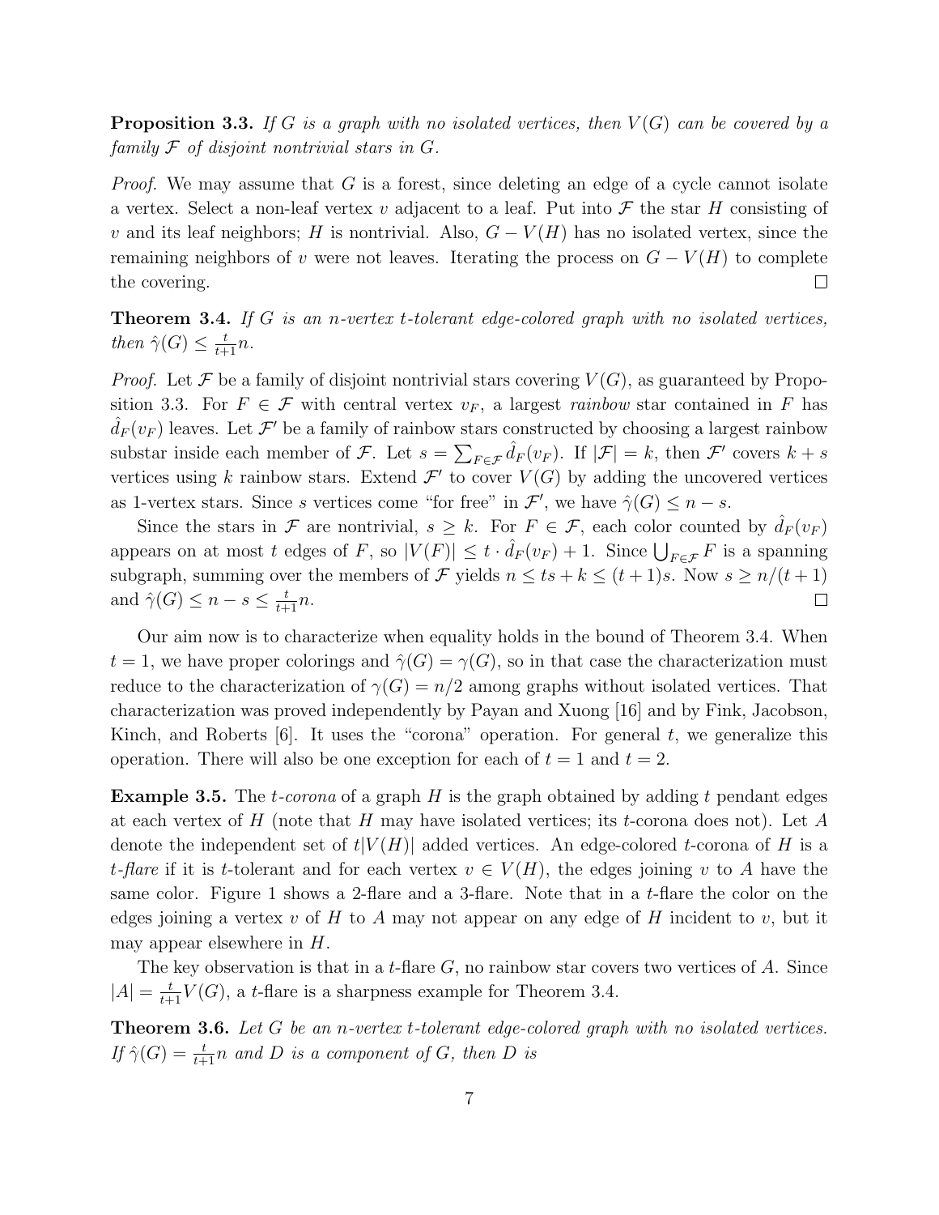**Proposition 3.3.** *If $G$ is a graph with no isolated vertices, then $V(G)$ can be covered by a family $\mathcal{F}$ of disjoint nontrivial stars in $G$.*

*Proof.* We may assume that $G$ is a forest, since deleting an edge of a cycle cannot isolate a vertex. Select a non-leaf vertex $v$ adjacent to a leaf. Put into $\mathcal{F}$ the star $H$ consisting of $v$ and its leaf neighbors; $H$ is nontrivial. Also, $G - V(H)$ has no isolated vertex, since the remaining neighbors of $v$ were not leaves. Iterating the process on $G - V(H)$ to complete the covering. $\square$

**Theorem 3.4.** *If $G$ is an $n$-vertex $t$-tolerant edge-colored graph with no isolated vertices, then $\hat{\gamma}(G) \le \frac{t}{t+1}n$.*

*Proof.* Let $\mathcal{F}$ be a family of disjoint nontrivial stars covering $V(G)$, as guaranteed by Proposition 3.3. For $F \in \mathcal{F}$ with central vertex $v_F$, a largest *rainbow* star contained in $F$ has $\hat{d}_F(v_F)$ leaves. Let $\mathcal{F}'$ be a family of rainbow stars constructed by choosing a largest rainbow substar inside each member of $\mathcal{F}$. Let $s = \sum_{F \in \mathcal{F}} \hat{d}_F(v_F)$. If $|\mathcal{F}| = k$, then $\mathcal{F}'$ covers $k + s$ vertices using $k$ rainbow stars. Extend $\mathcal{F}'$ to cover $V(G)$ by adding the uncovered vertices as 1-vertex stars. Since $s$ vertices come "for free" in $\mathcal{F}'$, we have $\hat{\gamma}(G) \le n - s$.

Since the stars in $\mathcal{F}$ are nontrivial, $s \ge k$. For $F \in \mathcal{F}$, each color counted by $\hat{d}_F(v_F)$ appears on at most $t$ edges of $F$, so $|V(F)| \le t \cdot \hat{d}_F(v_F) + 1$. Since $\bigcup_{F \in \mathcal{F}} F$ is a spanning subgraph, summing over the members of $\mathcal{F}$ yields $n \le ts + k \le (t+1)s$. Now $s \ge n/(t+1)$ and $\hat{\gamma}(G) \le n - s \le \frac{t}{t+1}n$. $\square$

Our aim now is to characterize when equality holds in the bound of Theorem 3.4. When $t = 1$, we have proper colorings and $\hat{\gamma}(G) = \gamma(G)$, so in that case the characterization must reduce to the characterization of $\gamma(G) = n/2$ among graphs without isolated vertices. That characterization was proved independently by Payan and Xuong [16] and by Fink, Jacobson, Kinch, and Roberts [6]. It uses the "corona" operation. For general $t$, we generalize this operation. There will also be one exception for each of $t = 1$ and $t = 2$.

**Example 3.5.** The *$t$-corona* of a graph $H$ is the graph obtained by adding $t$ pendant edges at each vertex of $H$ (note that $H$ may have isolated vertices; its $t$-corona does not). Let $A$ denote the independent set of $t|V(H)|$ added vertices. An edge-colored $t$-corona of $H$ is a *$t$-flare* if it is $t$-tolerant and for each vertex $v \in V(H)$, the edges joining $v$ to $A$ have the same color. Figure 1 shows a 2-flare and a 3-flare. Note that in a $t$-flare the color on the edges joining a vertex $v$ of $H$ to $A$ may not appear on any edge of $H$ incident to $v$, but it may appear elsewhere in $H$.

The key observation is that in a $t$-flare $G$, no rainbow star covers two vertices of $A$. Since $|A| = \frac{t}{t+1}V(G)$, a $t$-flare is a sharpness example for Theorem 3.4.

**Theorem 3.6.** *Let $G$ be an $n$-vertex $t$-tolerant edge-colored graph with no isolated vertices. If $\hat{\gamma}(G) = \frac{t}{t+1}n$ and $D$ is a component of $G$, then $D$ is*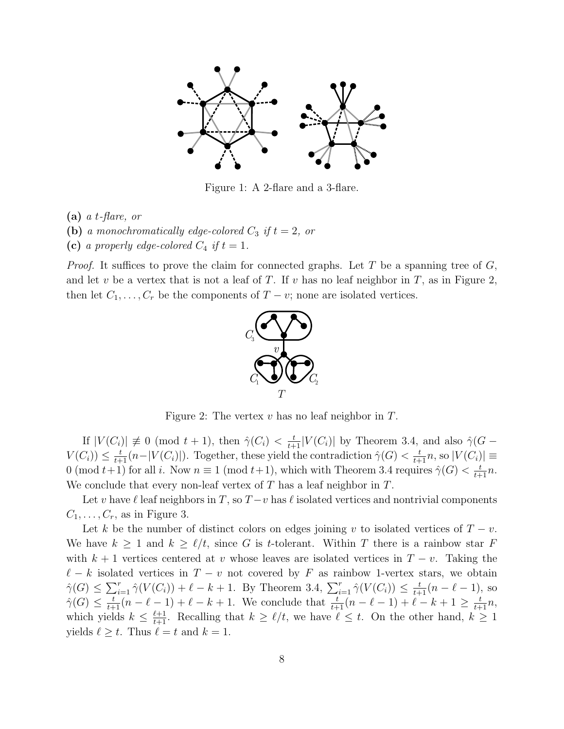Figure 1: A 2-flare and a 3-flare.

**(a)** *a t-flare, or*

**(b)** *a monochromatically edge-colored $C_3$ if $t = 2$, or*

**(c)** *a properly edge-colored $C_4$ if $t = 1$.*

*Proof.* It suffices to prove the claim for connected graphs. Let $T$ be a spanning tree of $G$, and let $v$ be a vertex that is not a leaf of $T$. If $v$ has no leaf neighbor in $T$, as in Figure 2, then let $C_1, \ldots, C_r$ be the components of $T - v$; none are isolated vertices.

Figure 2: The vertex $v$ has no leaf neighbor in $T$.

If $|V(C_i)| \not\equiv 0 \pmod{t+1}$, then $\hat{\gamma}(C_i) < \frac{t}{t+1}|V(C_i)|$ by Theorem 3.4, and also $\hat{\gamma}(G - V(C_i)) \leq \frac{t}{t+1}(n - |V(C_i)|)$. Together, these yield the contradiction $\hat{\gamma}(G) < \frac{t}{t+1}n$, so $|V(C_i)| \equiv 0 \pmod{t+1}$ for all $i$. Now $n \equiv 1 \pmod{t+1}$, which with Theorem 3.4 requires $\hat{\gamma}(G) < \frac{t}{t+1}n$. We conclude that every non-leaf vertex of $T$ has a leaf neighbor in $T$.

Let $v$ have $\ell$ leaf neighbors in $T$, so $T - v$ has $\ell$ isolated vertices and nontrivial components $C_1, \ldots, C_r$, as in Figure 3.

Let $k$ be the number of distinct colors on edges joining $v$ to isolated vertices of $T - v$. We have $k \geq 1$ and $k \geq \ell/t$, since $G$ is $t$-tolerant. Within $T$ there is a rainbow star $F$ with $k + 1$ vertices centered at $v$ whose leaves are isolated vertices in $T - v$. Taking the $\ell - k$ isolated vertices in $T - v$ not covered by $F$ as rainbow 1-vertex stars, we obtain $\hat{\gamma}(G) \leq \sum_{i=1}^{r} \hat{\gamma}(V(C_i)) + \ell - k + 1$. By Theorem 3.4, $\sum_{i=1}^{r} \hat{\gamma}(V(C_i)) \leq \frac{t}{t+1}(n - \ell - 1)$, so $\hat{\gamma}(G) \leq \frac{t}{t+1}(n - \ell - 1) + \ell - k + 1$. We conclude that $\frac{t}{t+1}(n - \ell - 1) + \ell - k + 1 \geq \frac{t}{t+1}n$, which yields $k \leq \frac{\ell+1}{t+1}$. Recalling that $k \geq \ell/t$, we have $\ell \leq t$. On the other hand, $k \geq 1$ yields $\ell \geq t$. Thus $\ell = t$ and $k = 1$.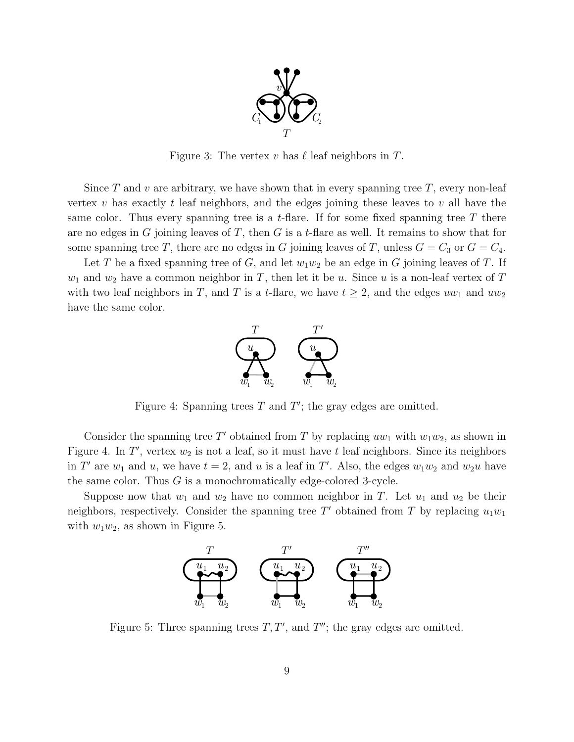Figure 3: The vertex $v$ has $\ell$ leaf neighbors in $T$.

Since $T$ and $v$ are arbitrary, we have shown that in every spanning tree $T$, every non-leaf vertex $v$ has exactly $t$ leaf neighbors, and the edges joining these leaves to $v$ all have the same color. Thus every spanning tree is a $t$-flare. If for some fixed spanning tree $T$ there are no edges in $G$ joining leaves of $T$, then $G$ is a $t$-flare as well. It remains to show that for some spanning tree $T$, there are no edges in $G$ joining leaves of $T$, unless $G = C_3$ or $G = C_4$.

Let $T$ be a fixed spanning tree of $G$, and let $w_1w_2$ be an edge in $G$ joining leaves of $T$. If $w_1$ and $w_2$ have a common neighbor in $T$, then let it be $u$. Since $u$ is a non-leaf vertex of $T$ with two leaf neighbors in $T$, and $T$ is a $t$-flare, we have $t \geq 2$, and the edges $uw_1$ and $uw_2$ have the same color.

Figure 4: Spanning trees $T$ and $T'$; the gray edges are omitted.

Consider the spanning tree $T'$ obtained from $T$ by replacing $uw_1$ with $w_1w_2$, as shown in Figure 4. In $T'$, vertex $w_2$ is not a leaf, so it must have $t$ leaf neighbors. Since its neighbors in $T'$ are $w_1$ and $u$, we have $t = 2$, and $u$ is a leaf in $T'$. Also, the edges $w_1w_2$ and $w_2u$ have the same color. Thus $G$ is a monochromatically edge-colored 3-cycle.

Suppose now that $w_1$ and $w_2$ have no common neighbor in $T$. Let $u_1$ and $u_2$ be their neighbors, respectively. Consider the spanning tree $T'$ obtained from $T$ by replacing $u_1w_1$ with $w_1w_2$, as shown in Figure 5.

Figure 5: Three spanning trees $T, T'$, and $T''$; the gray edges are omitted.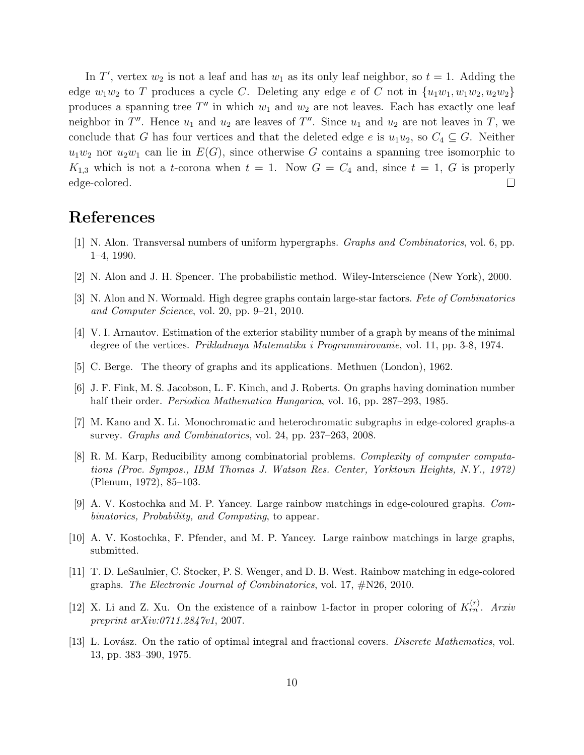In $T'$, vertex $w_2$ is not a leaf and has $w_1$ as its only leaf neighbor, so $t = 1$. Adding the edge $w_1w_2$ to $T$ produces a cycle $C$. Deleting any edge $e$ of $C$ not in $\{u_1w_1, w_1w_2, u_2w_2\}$ produces a spanning tree $T''$ in which $w_1$ and $w_2$ are not leaves. Each has exactly one leaf neighbor in $T''$. Hence $u_1$ and $u_2$ are leaves of $T''$. Since $u_1$ and $u_2$ are not leaves in $T$, we conclude that $G$ has four vertices and that the deleted edge $e$ is $u_1u_2$, so $C_4 \subseteq G$. Neither $u_1w_2$ nor $u_2w_1$ can lie in $E(G)$, since otherwise $G$ contains a spanning tree isomorphic to $K_{1,3}$ which is not a $t$-corona when $t = 1$. Now $G = C_4$ and, since $t = 1$, $G$ is properly edge-colored. □

# References

[1] N. Alon. Transversal numbers of uniform hypergraphs. *Graphs and Combinatorics*, vol. 6, pp. 1–4, 1990.

[2] N. Alon and J. H. Spencer. The probabilistic method. Wiley-Interscience (New York), 2000.

[3] N. Alon and N. Wormald. High degree graphs contain large-star factors. *Fete of Combinatorics and Computer Science*, vol. 20, pp. 9–21, 2010.

[4] V. I. Arnautov. Estimation of the exterior stability number of a graph by means of the minimal degree of the vertices. *Prikladnaya Matematika i Programmirovanie*, vol. 11, pp. 3-8, 1974.

[5] C. Berge. The theory of graphs and its applications. Methuen (London), 1962.

[6] J. F. Fink, M. S. Jacobson, L. F. Kinch, and J. Roberts. On graphs having domination number half their order. *Periodica Mathematica Hungarica*, vol. 16, pp. 287–293, 1985.

[7] M. Kano and X. Li. Monochromatic and heterochromatic subgraphs in edge-colored graphs-a survey. *Graphs and Combinatorics*, vol. 24, pp. 237–263, 2008.

[8] R. M. Karp, Reducibility among combinatorial problems. *Complexity of computer computations (Proc. Sympos., IBM Thomas J. Watson Res. Center, Yorktown Heights, N.Y., 1972)* (Plenum, 1972), 85–103.

[9] A. V. Kostochka and M. P. Yancey. Large rainbow matchings in edge-coloured graphs. *Combinatorics, Probability, and Computing*, to appear.

[10] A. V. Kostochka, F. Pfender, and M. P. Yancey. Large rainbow matchings in large graphs, submitted.

[11] T. D. LeSaulnier, C. Stocker, P. S. Wenger, and D. B. West. Rainbow matching in edge-colored graphs. *The Electronic Journal of Combinatorics*, vol. 17, #N26, 2010.

[12] X. Li and Z. Xu. On the existence of a rainbow 1-factor in proper coloring of $K_{rn}^{(r)}$. *Arxiv preprint arXiv:0711.2847v1*, 2007.

[13] L. Lovász. On the ratio of optimal integral and fractional covers. *Discrete Mathematics*, vol. 13, pp. 383–390, 1975.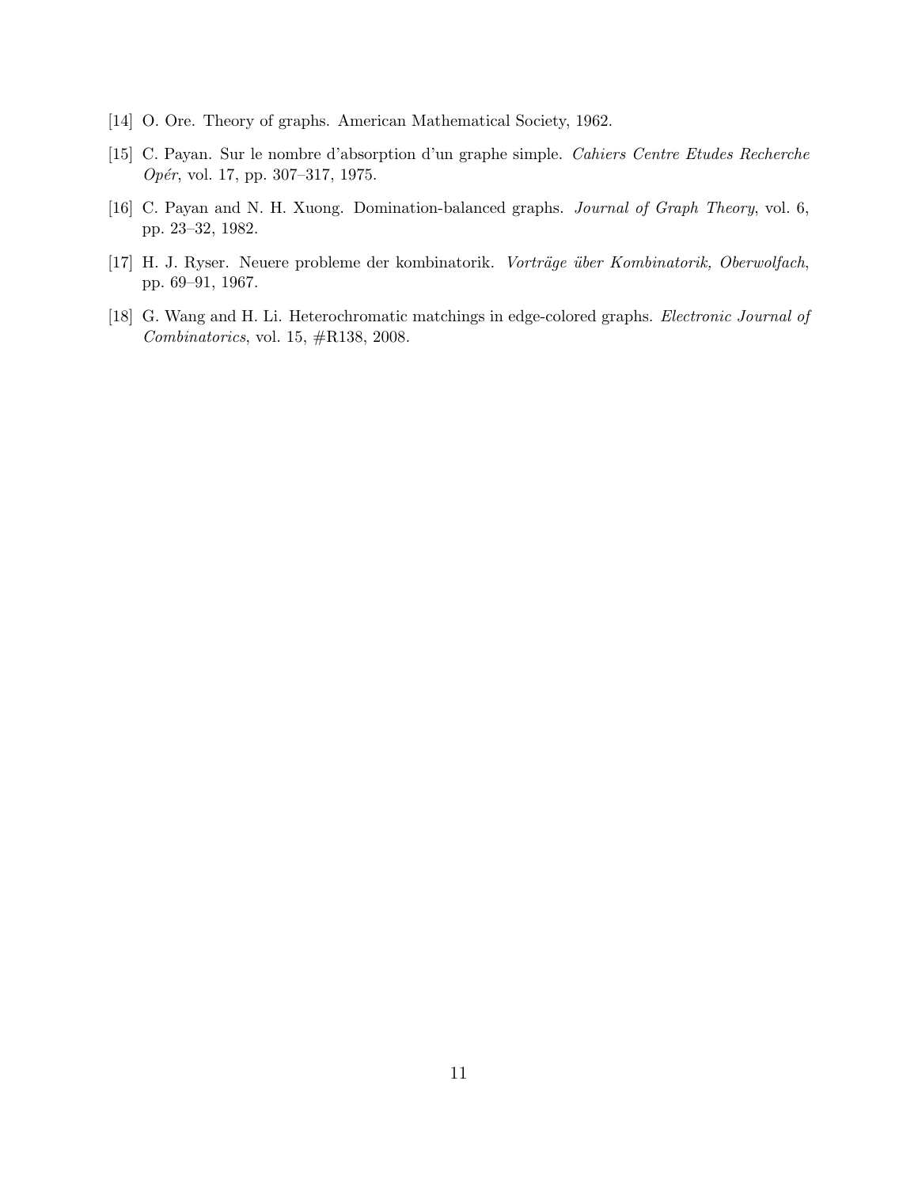[14] O. Ore. Theory of graphs. American Mathematical Society, 1962.

[15] C. Payan. Sur le nombre d'absorption d'un graphe simple. *Cahiers Centre Etudes Recherche Opér*, vol. 17, pp. 307–317, 1975.

[16] C. Payan and N. H. Xuong. Domination-balanced graphs. *Journal of Graph Theory*, vol. 6, pp. 23–32, 1982.

[17] H. J. Ryser. Neuere probleme der kombinatorik. *Vorträge über Kombinatorik, Oberwolfach*, pp. 69–91, 1967.

[18] G. Wang and H. Li. Heterochromatic matchings in edge-colored graphs. *Electronic Journal of Combinatorics*, vol. 15, #R138, 2008.